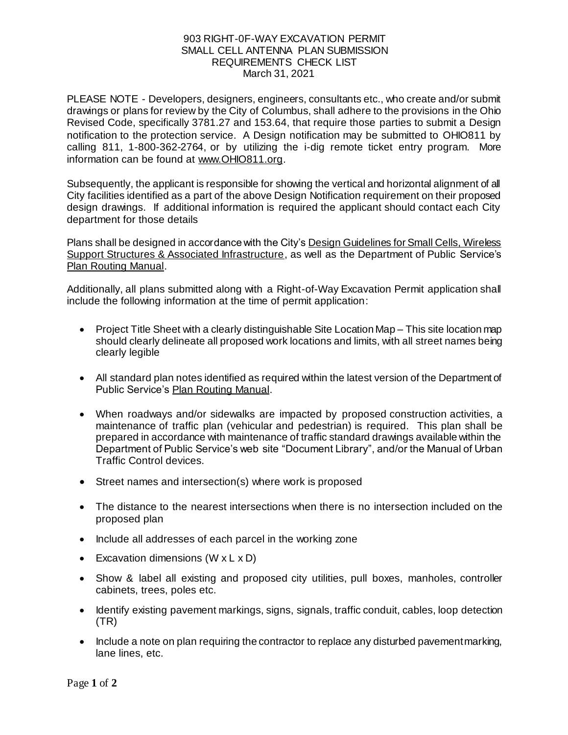# 903 RIGHT-0F-WAY EXCAVATION PERMIT
# SMALL CELL ANTENNA PLAN SUBMISSION
# REQUIREMENTS CHECK LIST

March 31, 2021

PLEASE NOTE - Developers, designers, engineers, consultants etc., who create and/or submit drawings or plans for review by the City of Columbus, shall adhere to the provisions in the Ohio Revised Code, specifically 3781.27 and 153.64, that require those parties to submit a Design notification to the protection service. A Design notification may be submitted to OHIO811 by calling 811, 1-800-362-2764, or by utilizing the i-dig remote ticket entry program. More information can be found at www.OHIO811.org.

Subsequently, the applicant is responsible for showing the vertical and horizontal alignment of all City facilities identified as a part of the above Design Notification requirement on their proposed design drawings. If additional information is required the applicant should contact each City department for those details

Plans shall be designed in accordance with the City's Design Guidelines for Small Cells, Wireless Support Structures & Associated Infrastructure, as well as the Department of Public Service's Plan Routing Manual.

Additionally, all plans submitted along with a Right-of-Way Excavation Permit application shall include the following information at the time of permit application:

- Project Title Sheet with a clearly distinguishable Site Location Map – This site location map should clearly delineate all proposed work locations and limits, with all street names being clearly legible
- All standard plan notes identified as required within the latest version of the Department of Public Service's Plan Routing Manual.
- When roadways and/or sidewalks are impacted by proposed construction activities, a maintenance of traffic plan (vehicular and pedestrian) is required. This plan shall be prepared in accordance with maintenance of traffic standard drawings available within the Department of Public Service's web site "Document Library", and/or the Manual of Urban Traffic Control devices.
- Street names and intersection(s) where work is proposed
- The distance to the nearest intersections when there is no intersection included on the proposed plan
- Include all addresses of each parcel in the working zone
- Excavation dimensions (W x L x D)
- Show & label all existing and proposed city utilities, pull boxes, manholes, controller cabinets, trees, poles etc.
- Identify existing pavement markings, signs, signals, traffic conduit, cables, loop detection (TR)
- Include a note on plan requiring the contractor to replace any disturbed pavement marking, lane lines, etc.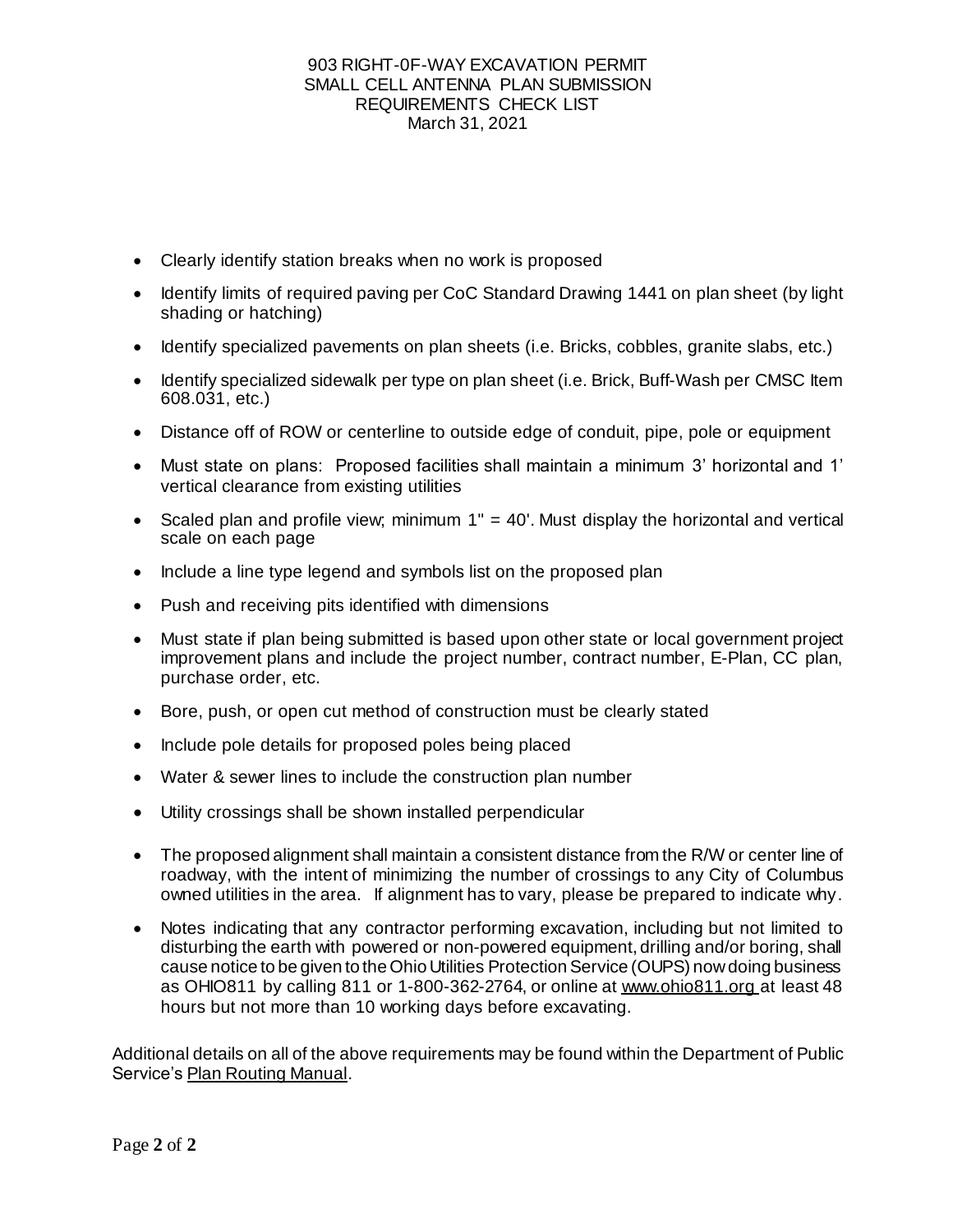# 903 RIGHT-0F-WAY EXCAVATION PERMIT
## SMALL CELL ANTENNA PLAN SUBMISSION REQUIREMENTS CHECK LIST
March 31, 2021

- Clearly identify station breaks when no work is proposed
- Identify limits of required paving per CoC Standard Drawing 1441 on plan sheet (by light shading or hatching)
- Identify specialized pavements on plan sheets (i.e. Bricks, cobbles, granite slabs, etc.)
- Identify specialized sidewalk per type on plan sheet (i.e. Brick, Buff-Wash per CMSC Item 608.031, etc.)
- Distance off of ROW or centerline to outside edge of conduit, pipe, pole or equipment
- Must state on plans: Proposed facilities shall maintain a minimum 3' horizontal and 1' vertical clearance from existing utilities
- Scaled plan and profile view; minimum 1" = 40'. Must display the horizontal and vertical scale on each page
- Include a line type legend and symbols list on the proposed plan
- Push and receiving pits identified with dimensions
- Must state if plan being submitted is based upon other state or local government project improvement plans and include the project number, contract number, E-Plan, CC plan, purchase order, etc.
- Bore, push, or open cut method of construction must be clearly stated
- Include pole details for proposed poles being placed
- Water & sewer lines to include the construction plan number
- Utility crossings shall be shown installed perpendicular
- The proposed alignment shall maintain a consistent distance from the R/W or center line of roadway, with the intent of minimizing the number of crossings to any City of Columbus owned utilities in the area. If alignment has to vary, please be prepared to indicate why.
- Notes indicating that any contractor performing excavation, including but not limited to disturbing the earth with powered or non-powered equipment, drilling and/or boring, shall cause notice to be given to the Ohio Utilities Protection Service (OUPS) now doing business as OHIO811 by calling 811 or 1-800-362-2764, or online at www.ohio811.org at least 48 hours but not more than 10 working days before excavating.

Additional details on all of the above requirements may be found within the Department of Public Service's Plan Routing Manual.